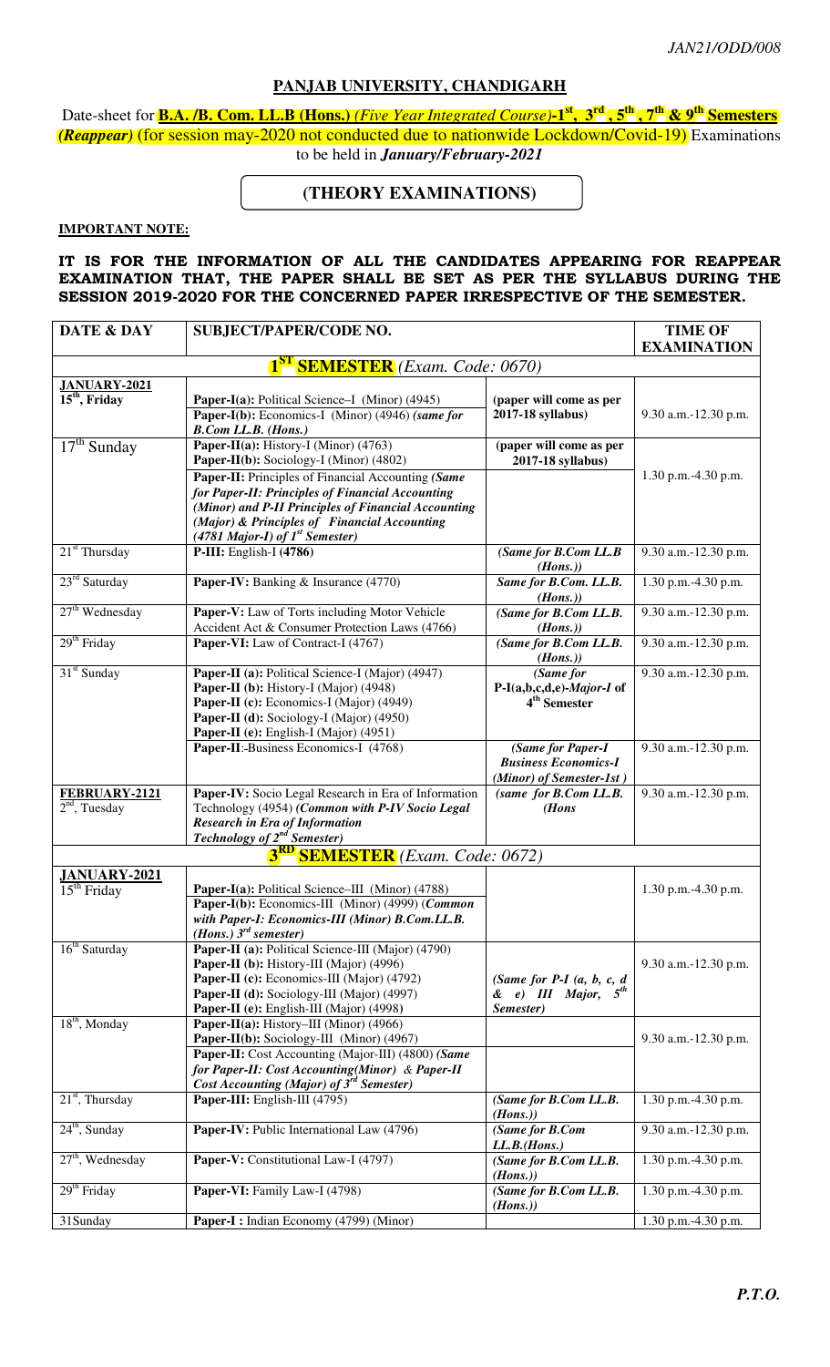JAN21/ODD/008

## PANJAB UNIVERSITY, CHANDIGARH

Date-sheet for **B.A. /B. Com. LL.B (Hons.)** *(Five Year Integrated Course)*-**1st, 3rd, 5th, 7th & 9th Semesters** *(Reappear)* (for session may-2020 not conducted due to nationwide Lockdown/Covid-19) Examinations to be held in ***January/February-2021***

### (THEORY EXAMINATIONS)

**IMPORTANT NOTE:**

**IT IS FOR THE INFORMATION OF ALL THE CANDIDATES APPEARING FOR REAPPEAR EXAMINATION THAT, THE PAPER SHALL BE SET AS PER THE SYLLABUS DURING THE SESSION 2019-2020 FOR THE CONCERNED PAPER IRRESPECTIVE OF THE SEMESTER.**

| DATE & DAY | SUBJECT/PAPER/CODE NO. | | TIME OF EXAMINATION |
|---|---|---|---|
| **1ST SEMESTER** *(Exam. Code: 0670)* | | | |
| **JANUARY-2021** 15th, Friday | **Paper-I(a):** Political Science–I (Minor) (4945)<br>**Paper-I(b):** Economics-I (Minor) (4946) *(same for B.Com LL.B. (Hons.)* | **(paper will come as per 2017-18 syllabus)** | 9.30 a.m.-12.30 p.m. |
| 17th Sunday | **Paper-II(a):** History-I (Minor) (4763)<br>**Paper-II(b):** Sociology-I (Minor) (4802) | **(paper will come as per 2017-18 syllabus)** | 1.30 p.m.-4.30 p.m. |
| | **Paper-II:** Principles of Financial Accounting *(Same for Paper-II: Principles of Financial Accounting (Minor) and P-II Principles of Financial Accounting (Major) & Principles of Financial Accounting (4781 Major-I) of 1st Semester)* | | |
| 21st Thursday | **P-III:** English-I **(4786)** | *(Same for B.Com LL.B (Hons.))* | 9.30 a.m.-12.30 p.m. |
| 23rd Saturday | **Paper-IV:** Banking & Insurance (4770) | *Same for B.Com. LL.B. (Hons.))* | 1.30 p.m.-4.30 p.m. |
| 27th Wednesday | **Paper-V:** Law of Torts including Motor Vehicle Accident Act & Consumer Protection Laws (4766) | *(Same for B.Com LL.B. (Hons.))* | 9.30 a.m.-12.30 p.m. |
| 29th Friday | **Paper-VI:** Law of Contract-I (4767) | *(Same for B.Com LL.B. (Hons.))* | 9.30 a.m.-12.30 p.m. |
| 31st Sunday | **Paper-II (a):** Political Science-I (Major) (4947)<br>**Paper-II (b):** History-I (Major) (4948)<br>**Paper-II (c):** Economics-I (Major) (4949)<br>**Paper-II (d):** Sociology-I (Major) (4950)<br>**Paper-II (e):** English-I (Major) (4951) | *(Same for P-I(a,b,c,d,e)-Major-I of 4th Semester* | 9.30 a.m.-12.30 p.m. |
| | **Paper-II**:-Business Economics-I (4768) | *(Same for Paper-I Business Economics-I (Minor) of Semester-1st )* | 9.30 a.m.-12.30 p.m. |
| **FEBRUARY-2121** 2nd, Tuesday | **Paper-IV:** Socio Legal Research in Era of Information Technology (4954) ***(Common with P-IV Socio Legal Research in Era of Information Technology of 2nd Semester)*** | *(same for B.Com LL.B. (Hons* | 9.30 a.m.-12.30 p.m. |
| **3RD SEMESTER** *(Exam. Code: 0672)* | | | |
| **JANUARY-2021** 15th Friday | **Paper-I(a):** Political Science–III (Minor) (4788)<br>**Paper-I(b):** Economics-III (Minor) (4999) *(Common with Paper-I: Economics-III (Minor) B.Com.LL.B. (Hons.) 3rd semester)* | | 1.30 p.m.-4.30 p.m. |
| 16th Saturday | **Paper-II (a):** Political Science-III (Major) (4790)<br>**Paper-II (b):** History-III (Major) (4996)<br>**Paper-II (c):** Economics-III (Major) (4792)<br>**Paper-II (d):** Sociology-III (Major) (4997)<br>**Paper-II (e):** English-III (Major) (4998) | *(Same for P-I (a, b, c, d & e) III Major, 5th Semester)* | 9.30 a.m.-12.30 p.m. |
| 18th, Monday | **Paper-II(a):** History–III (Minor) (4966)<br>**Paper-II(b):** Sociology-III (Minor) (4967) | | 9.30 a.m.-12.30 p.m. |
| | **Paper-II:** Cost Accounting (Major-III) (4800) *(Same for Paper-II: Cost Accounting(Minor) & Paper-II Cost Accounting (Major) of 3rd Semester)* | | |
| 21st, Thursday | **Paper-III:** English-III (4795) | *(Same for B.Com LL.B. (Hons.))* | 1.30 p.m.-4.30 p.m. |
| 24th, Sunday | **Paper-IV:** Public International Law (4796) | *(Same for B.Com LL.B.(Hons.)* | 9.30 a.m.-12.30 p.m. |
| 27th, Wednesday | **Paper-V:** Constitutional Law-I (4797) | *(Same for B.Com LL.B. (Hons.))* | 1.30 p.m.-4.30 p.m. |
| 29th Friday | **Paper-VI:** Family Law-I (4798) | *(Same for B.Com LL.B. (Hons.))* | 1.30 p.m.-4.30 p.m. |
| 31Sunday | **Paper-I :** Indian Economy (4799) (Minor) | | 1.30 p.m.-4.30 p.m. |

***P.T.O.***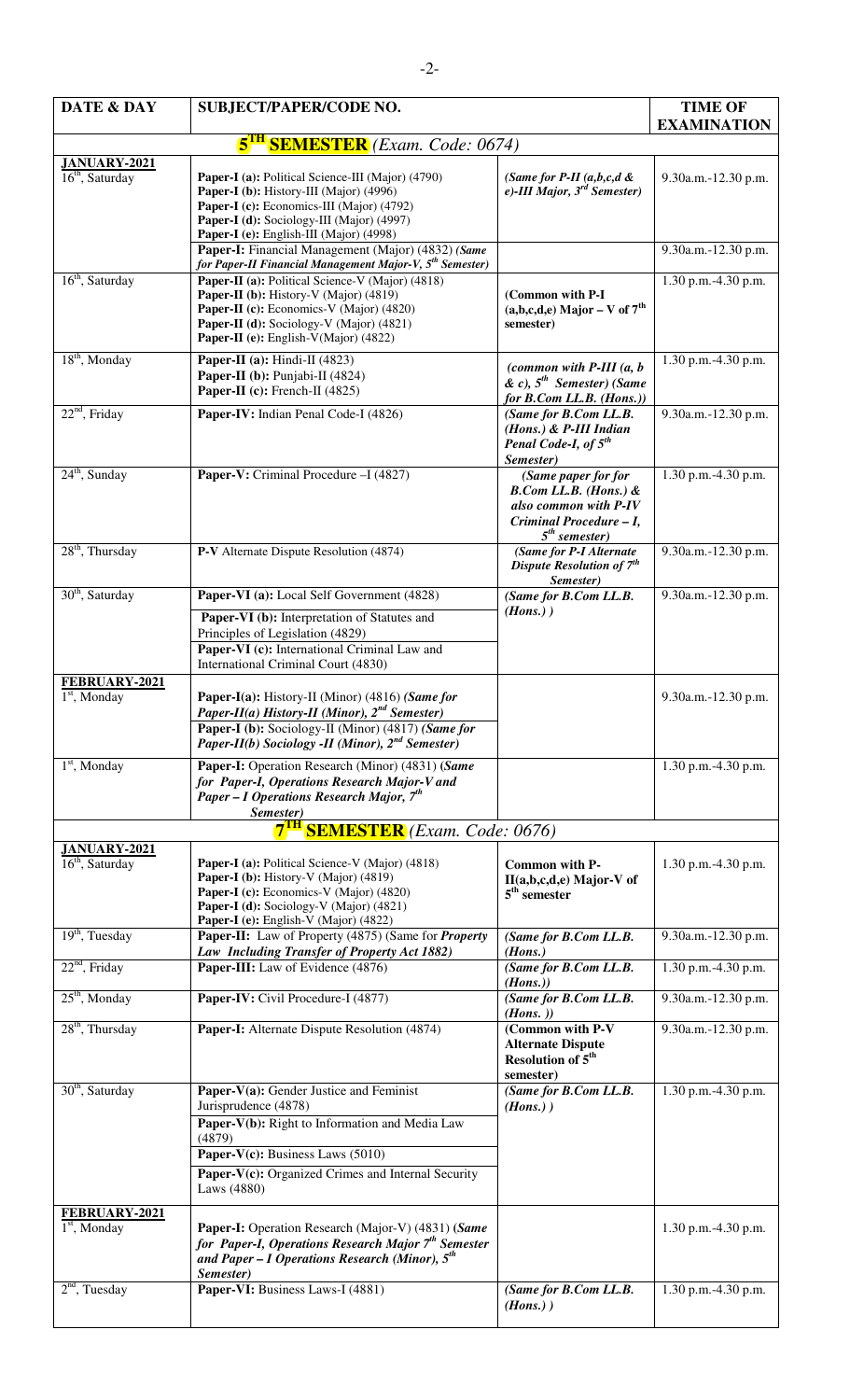| DATE & DAY | SUBJECT/PAPER/CODE NO. | | TIME OF EXAMINATION |
|---|---|---|---|
| **5TH SEMESTER** *(Exam. Code: 0674)* | | | |
| **JANUARY-2021** 16th, Saturday | **Paper-I (a):** Political Science-III (Major) (4790)<br>**Paper-I (b):** History-III (Major) (4996)<br>**Paper-I (c):** Economics-III (Major) (4792)<br>**Paper-I (d):** Sociology-III (Major) (4997)<br>**Paper-I (e):** English-III (Major) (4998) | *(Same for P-II (a,b,c,d & e)-III Major, 3rd Semester)* | 9.30a.m.-12.30 p.m. |
| | **Paper-I:** Financial Management (Major) (4832) ***(Same for Paper-II Financial Management Major-V, 5th Semester)*** | | 9.30a.m.-12.30 p.m. |
| 16th, Saturday | **Paper-II (a):** Political Science-V (Major) (4818)<br>**Paper-II (b):** History-V (Major) (4819)<br>**Paper-II (c):** Economics-V (Major) (4820)<br>**Paper-II (d):** Sociology-V (Major) (4821)<br>**Paper-II (e):** English-V(Major) (4822) | **(Common with P-I (a,b,c,d,e) Major – V of 7th semester)** | 1.30 p.m.-4.30 p.m. |
| 18th, Monday | **Paper-II (a):** Hindi-II (4823)<br>**Paper-II (b):** Punjabi-II (4824)<br>**Paper-II (c):** French-II (4825) | *(common with P-III (a, b & c), 5th Semester) (Same for B.Com LL.B. (Hons.))* | 1.30 p.m.-4.30 p.m. |
| 22nd, Friday | **Paper-IV:** Indian Penal Code-I (4826) | *(Same for B.Com LL.B. (Hons.) & P-III Indian Penal Code-I, of 5th Semester)* | 9.30a.m.-12.30 p.m. |
| 24th, Sunday | **Paper-V:** Criminal Procedure –I (4827) | *(Same paper for for B.Com LL.B. (Hons.) & also common with P-IV Criminal Procedure – I, 5th semester)* | 1.30 p.m.-4.30 p.m. |
| 28th, Thursday | **P-V** Alternate Dispute Resolution (4874) | *(Same for P-I Alternate Dispute Resolution of 7th Semester)* | 9.30a.m.-12.30 p.m. |
| 30th, Saturday | **Paper-VI (a):** Local Self Government (4828)<br>**Paper-VI (b):** Interpretation of Statutes and Principles of Legislation (4829)<br>**Paper-VI (c):** International Criminal Law and International Criminal Court (4830) | *(Same for B.Com LL.B. (Hons.) )* | 9.30a.m.-12.30 p.m. |
| **FEBRUARY-2021** 1st, Monday | **Paper-I(a):** History-II (Minor) (4816) ***(Same for Paper-II(a) History-II (Minor), 2nd Semester)***<br>**Paper-I (b):** Sociology-II (Minor) (4817) ***(Same for Paper-II(b) Sociology -II (Minor), 2nd Semester)*** | | 9.30a.m.-12.30 p.m. |
| 1st, Monday | **Paper-I:** Operation Research (Minor) (4831) ***(Same for Paper-I, Operations Research Major-V and Paper – I Operations Research Major, 7th Semester)*** | | 1.30 p.m.-4.30 p.m. |
| **7TH SEMESTER** *(Exam. Code: 0676)* | | | |
| **JANUARY-2021** 16th, Saturday | **Paper-I (a):** Political Science-V (Major) (4818)<br>**Paper-I (b):** History-V (Major) (4819)<br>**Paper-I (c):** Economics-V (Major) (4820)<br>**Paper-I (d):** Sociology-V (Major) (4821)<br>**Paper-I (e):** English-V (Major) (4822) | **Common with P-II(a,b,c,d,e) Major-V of 5th semester** | 1.30 p.m.-4.30 p.m. |
| 19th, Tuesday | **Paper-II:** Law of Property (4875) (Same for ***Property Law Including Transfer of Property Act 1882)*** | *(Same for B.Com LL.B. (Hons.)* | 9.30a.m.-12.30 p.m. |
| 22nd, Friday | **Paper-III:** Law of Evidence (4876) | *(Same for B.Com LL.B. (Hons.))* | 1.30 p.m.-4.30 p.m. |
| 25th, Monday | **Paper-IV:** Civil Procedure-I (4877) | *(Same for B.Com LL.B. (Hons. ))* | 9.30a.m.-12.30 p.m. |
| 28th, Thursday | **Paper-I:** Alternate Dispute Resolution (4874) | **(Common with P-V Alternate Dispute Resolution of 5th semester)** | 9.30a.m.-12.30 p.m. |
| 30th, Saturday | **Paper-V(a):** Gender Justice and Feminist Jurisprudence (4878)<br>**Paper-V(b):** Right to Information and Media Law (4879)<br>**Paper-V(c):** Business Laws (5010)<br>**Paper-V(c):** Organized Crimes and Internal Security Laws (4880) | *(Same for B.Com LL.B. (Hons.) )* | 1.30 p.m.-4.30 p.m. |
| **FEBRUARY-2021** 1st, Monday | **Paper-I:** Operation Research (Major-V) (4831) ***(Same for Paper-I, Operations Research Major 7th Semester and Paper – I Operations Research (Minor), 5th Semester)*** | | 1.30 p.m.-4.30 p.m. |
| 2nd, Tuesday | **Paper-VI:** Business Laws-I (4881) | *(Same for B.Com LL.B. (Hons.) )* | 1.30 p.m.-4.30 p.m. |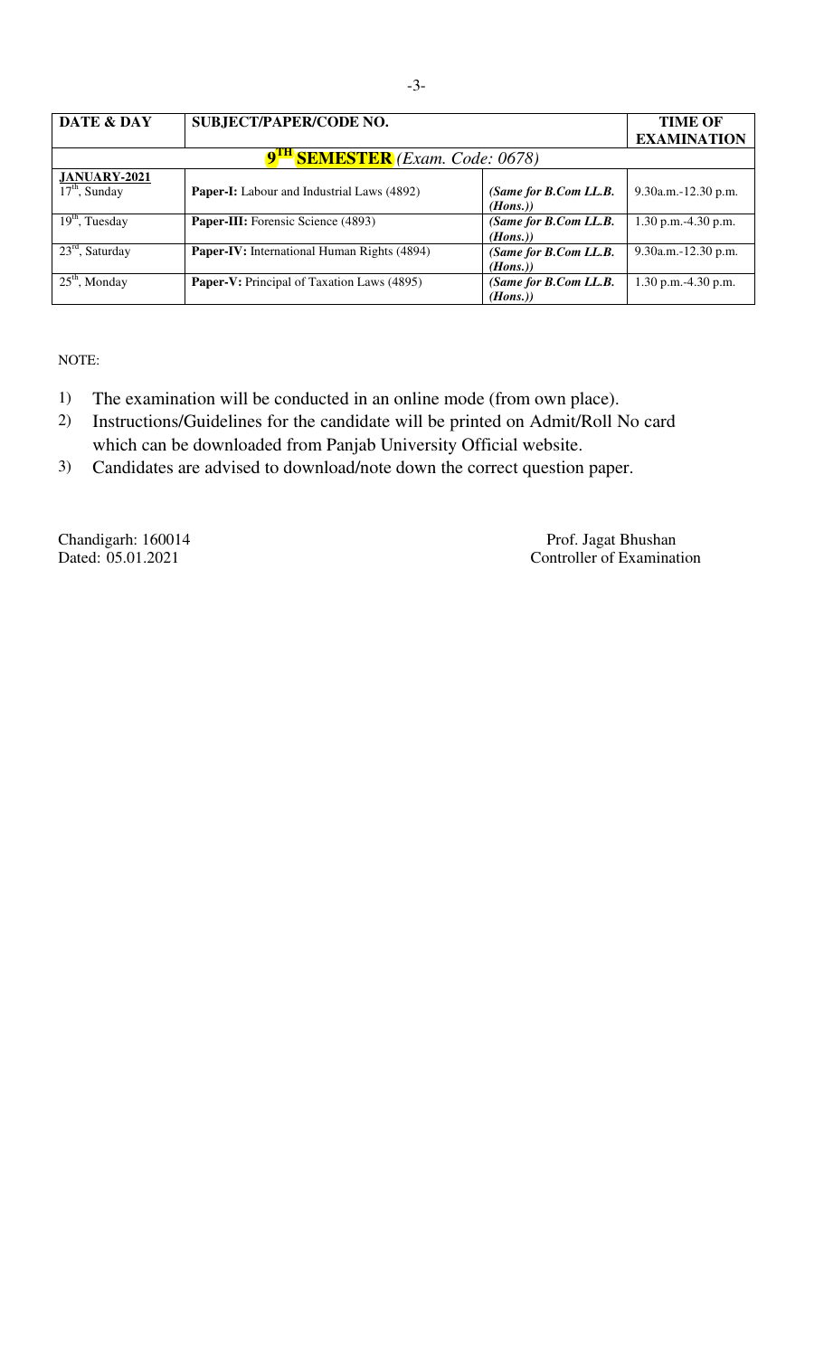| DATE & DAY | SUBJECT/PAPER/CODE NO. | | TIME OF EXAMINATION |
|---|---|---|---|
| **9TH SEMESTER** *(Exam. Code: 0678)* | | | |
| **JANUARY-2021** 17th, Sunday | **Paper-I:** Labour and Industrial Laws (4892) | ***(Same for B.Com LL.B. (Hons.))*** | 9.30a.m.-12.30 p.m. |
| 19th, Tuesday | **Paper-III:** Forensic Science (4893) | ***(Same for B.Com LL.B. (Hons.))*** | 1.30 p.m.-4.30 p.m. |
| 23rd, Saturday | **Paper-IV:** International Human Rights (4894) | ***(Same for B.Com LL.B. (Hons.))*** | 9.30a.m.-12.30 p.m. |
| 25th, Monday | **Paper-V:** Principal of Taxation Laws (4895) | ***(Same for B.Com LL.B. (Hons.))*** | 1.30 p.m.-4.30 p.m. |

NOTE:

1) The examination will be conducted in an online mode (from own place).
2) Instructions/Guidelines for the candidate will be printed on Admit/Roll No card which can be downloaded from Panjab University Official website.
3) Candidates are advised to download/note down the correct question paper.

Chandigarh: 160014
Dated: 05.01.2021

Prof. Jagat Bhushan
Controller of Examination